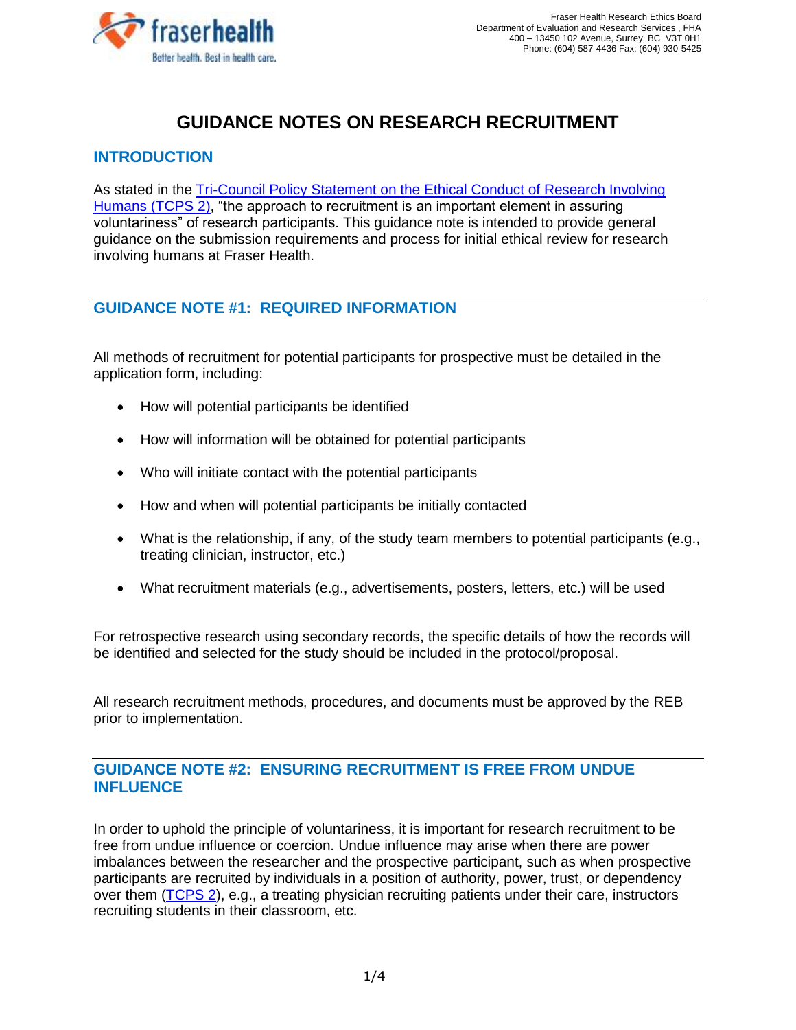Fraser Health Research Ethics Board
Department of Evaluation and Research Services , FHA
400 – 13450 102 Avenue, Surrey, BC V3T 0H1
Phone: (604) 587-4436 Fax: (604) 930-5425

# GUIDANCE NOTES ON RESEARCH RECRUITMENT

## INTRODUCTION

As stated in the Tri-Council Policy Statement on the Ethical Conduct of Research Involving Humans (TCPS 2), "the approach to recruitment is an important element in assuring voluntariness" of research participants. This guidance note is intended to provide general guidance on the submission requirements and process for initial ethical review for research involving humans at Fraser Health.

## GUIDANCE NOTE #1: REQUIRED INFORMATION

All methods of recruitment for potential participants for prospective must be detailed in the application form, including:

- How will potential participants be identified
- How will information will be obtained for potential participants
- Who will initiate contact with the potential participants
- How and when will potential participants be initially contacted
- What is the relationship, if any, of the study team members to potential participants (e.g., treating clinician, instructor, etc.)
- What recruitment materials (e.g., advertisements, posters, letters, etc.) will be used

For retrospective research using secondary records, the specific details of how the records will be identified and selected for the study should be included in the protocol/proposal.

All research recruitment methods, procedures, and documents must be approved by the REB prior to implementation.

## GUIDANCE NOTE #2: ENSURING RECRUITMENT IS FREE FROM UNDUE INFLUENCE

In order to uphold the principle of voluntariness, it is important for research recruitment to be free from undue influence or coercion. Undue influence may arise when there are power imbalances between the researcher and the prospective participant, such as when prospective participants are recruited by individuals in a position of authority, power, trust, or dependency over them (TCPS 2), e.g., a treating physician recruiting patients under their care, instructors recruiting students in their classroom, etc.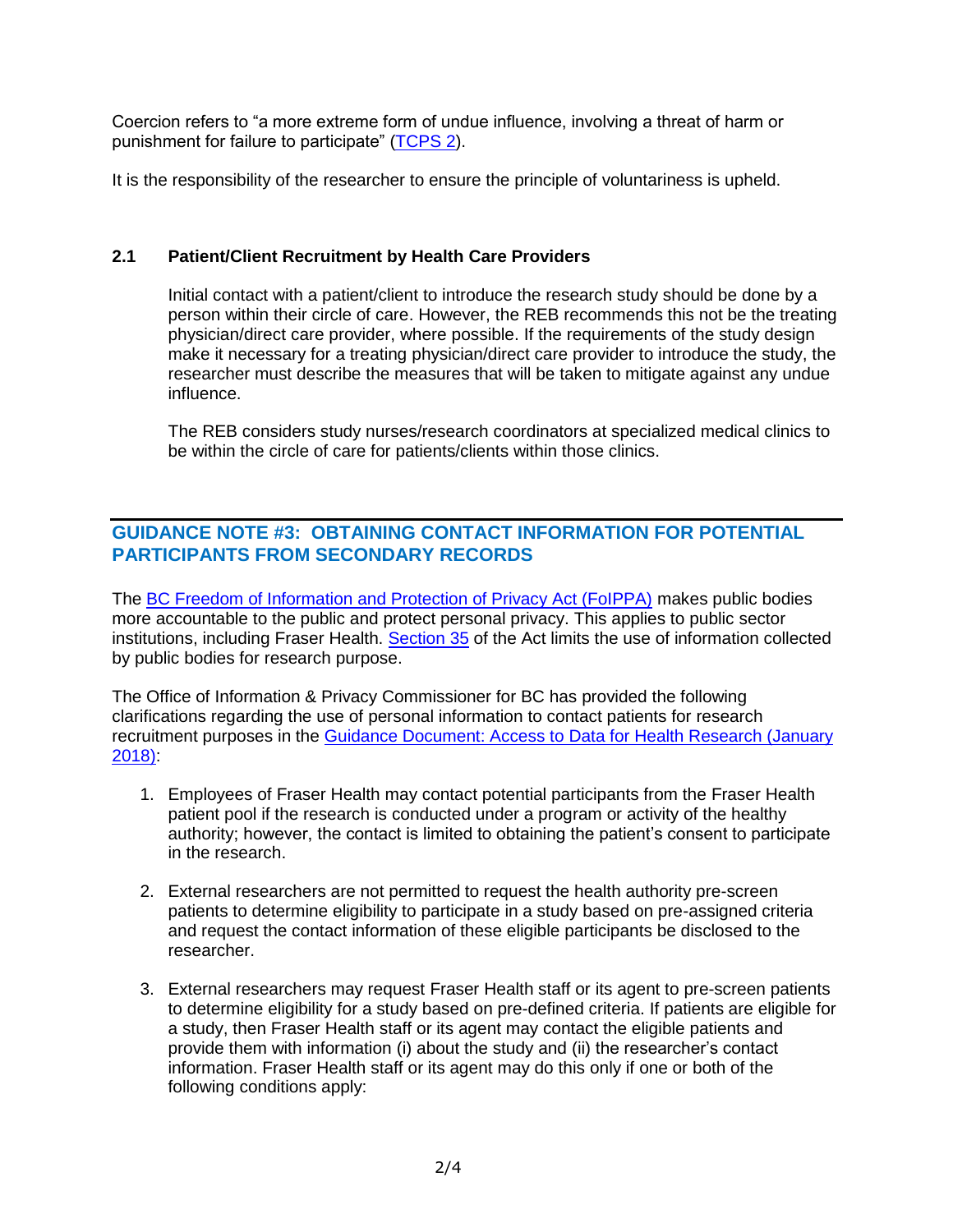Coercion refers to “a more extreme form of undue influence, involving a threat of harm or punishment for failure to participate” (TCPS 2).

It is the responsibility of the researcher to ensure the principle of voluntariness is upheld.

### 2.1 Patient/Client Recruitment by Health Care Providers

Initial contact with a patient/client to introduce the research study should be done by a person within their circle of care. However, the REB recommends this not be the treating physician/direct care provider, where possible. If the requirements of the study design make it necessary for a treating physician/direct care provider to introduce the study, the researcher must describe the measures that will be taken to mitigate against any undue influence.

The REB considers study nurses/research coordinators at specialized medical clinics to be within the circle of care for patients/clients within those clinics.

## GUIDANCE NOTE #3: OBTAINING CONTACT INFORMATION FOR POTENTIAL PARTICIPANTS FROM SECONDARY RECORDS

The BC Freedom of Information and Protection of Privacy Act (FoIPPA) makes public bodies more accountable to the public and protect personal privacy. This applies to public sector institutions, including Fraser Health. Section 35 of the Act limits the use of information collected by public bodies for research purpose.

The Office of Information & Privacy Commissioner for BC has provided the following clarifications regarding the use of personal information to contact patients for research recruitment purposes in the Guidance Document: Access to Data for Health Research (January 2018):

1. Employees of Fraser Health may contact potential participants from the Fraser Health patient pool if the research is conducted under a program or activity of the healthy authority; however, the contact is limited to obtaining the patient’s consent to participate in the research.

2. External researchers are not permitted to request the health authority pre-screen patients to determine eligibility to participate in a study based on pre-assigned criteria and request the contact information of these eligible participants be disclosed to the researcher.

3. External researchers may request Fraser Health staff or its agent to pre-screen patients to determine eligibility for a study based on pre-defined criteria. If patients are eligible for a study, then Fraser Health staff or its agent may contact the eligible patients and provide them with information (i) about the study and (ii) the researcher’s contact information. Fraser Health staff or its agent may do this only if one or both of the following conditions apply: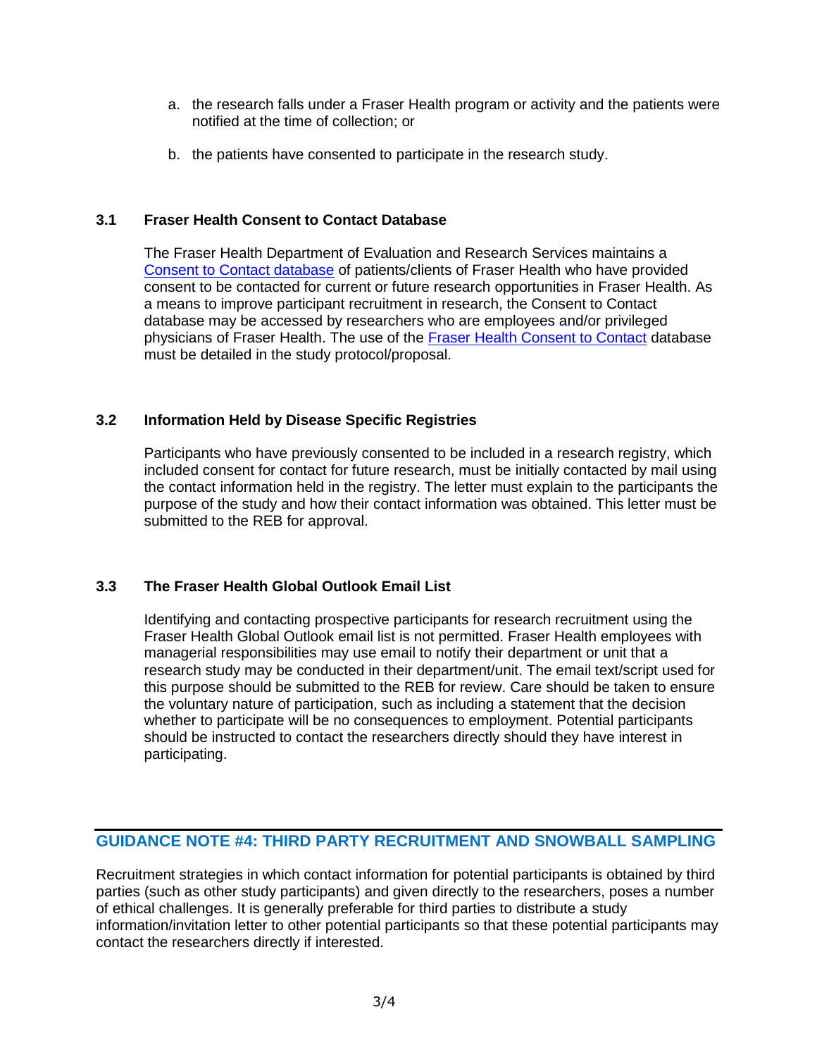a. the research falls under a Fraser Health program or activity and the patients were notified at the time of collection; or

b. the patients have consented to participate in the research study.

### 3.1 Fraser Health Consent to Contact Database

The Fraser Health Department of Evaluation and Research Services maintains a Consent to Contact database of patients/clients of Fraser Health who have provided consent to be contacted for current or future research opportunities in Fraser Health. As a means to improve participant recruitment in research, the Consent to Contact database may be accessed by researchers who are employees and/or privileged physicians of Fraser Health. The use of the Fraser Health Consent to Contact database must be detailed in the study protocol/proposal.

### 3.2 Information Held by Disease Specific Registries

Participants who have previously consented to be included in a research registry, which included consent for contact for future research, must be initially contacted by mail using the contact information held in the registry. The letter must explain to the participants the purpose of the study and how their contact information was obtained. This letter must be submitted to the REB for approval.

### 3.3 The Fraser Health Global Outlook Email List

Identifying and contacting prospective participants for research recruitment using the Fraser Health Global Outlook email list is not permitted. Fraser Health employees with managerial responsibilities may use email to notify their department or unit that a research study may be conducted in their department/unit. The email text/script used for this purpose should be submitted to the REB for review. Care should be taken to ensure the voluntary nature of participation, such as including a statement that the decision whether to participate will be no consequences to employment. Potential participants should be instructed to contact the researchers directly should they have interest in participating.

## GUIDANCE NOTE #4: THIRD PARTY RECRUITMENT AND SNOWBALL SAMPLING

Recruitment strategies in which contact information for potential participants is obtained by third parties (such as other study participants) and given directly to the researchers, poses a number of ethical challenges. It is generally preferable for third parties to distribute a study information/invitation letter to other potential participants so that these potential participants may contact the researchers directly if interested.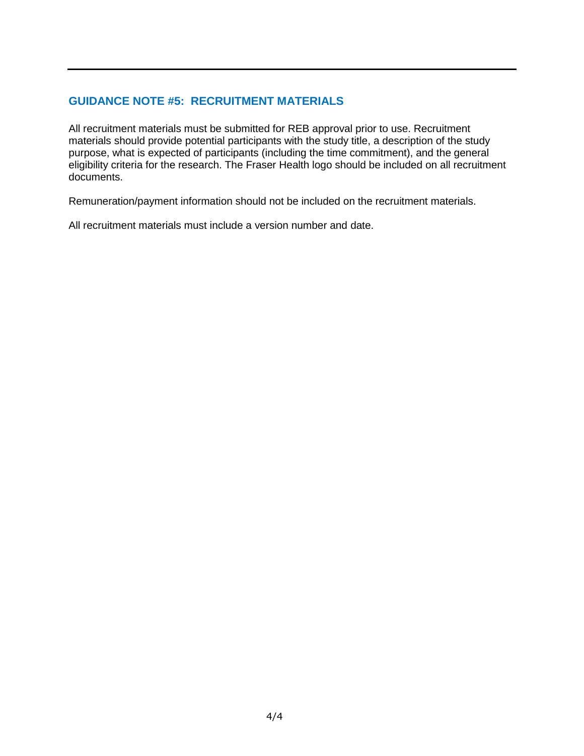## GUIDANCE NOTE #5: RECRUITMENT MATERIALS

All recruitment materials must be submitted for REB approval prior to use. Recruitment materials should provide potential participants with the study title, a description of the study purpose, what is expected of participants (including the time commitment), and the general eligibility criteria for the research. The Fraser Health logo should be included on all recruitment documents.

Remuneration/payment information should not be included on the recruitment materials.

All recruitment materials must include a version number and date.